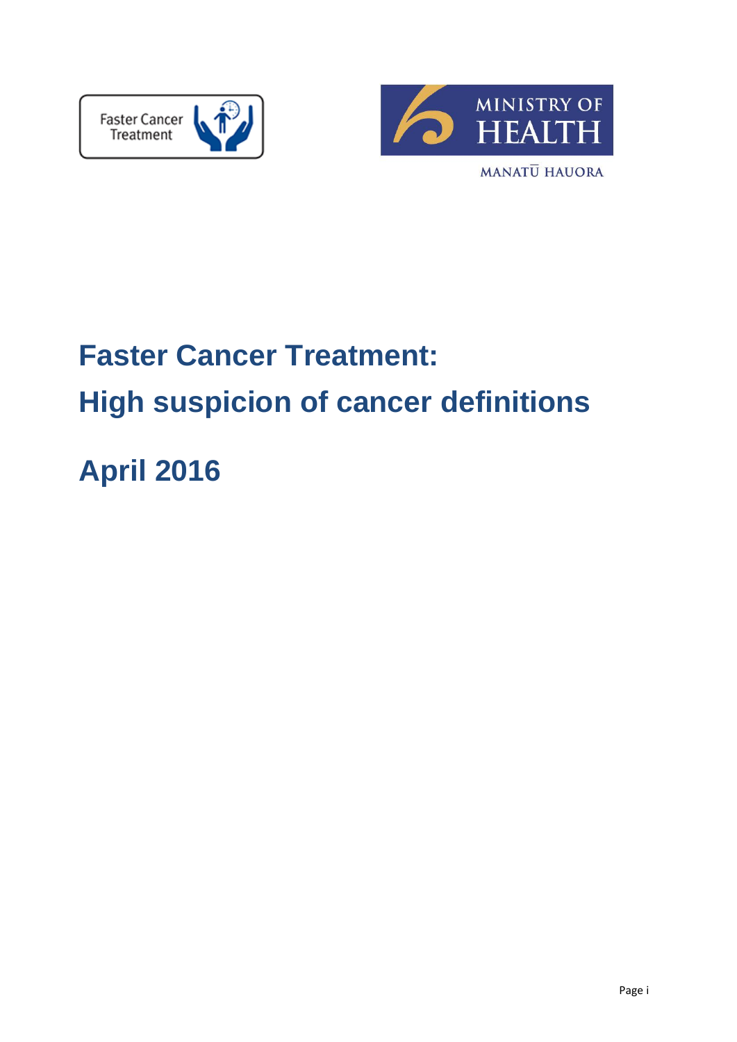Faster Cancer Treatment

MINISTRY OF HEALTH

MANATŪ HAUORA

# Faster Cancer Treatment: High suspicion of cancer definitions

# April 2016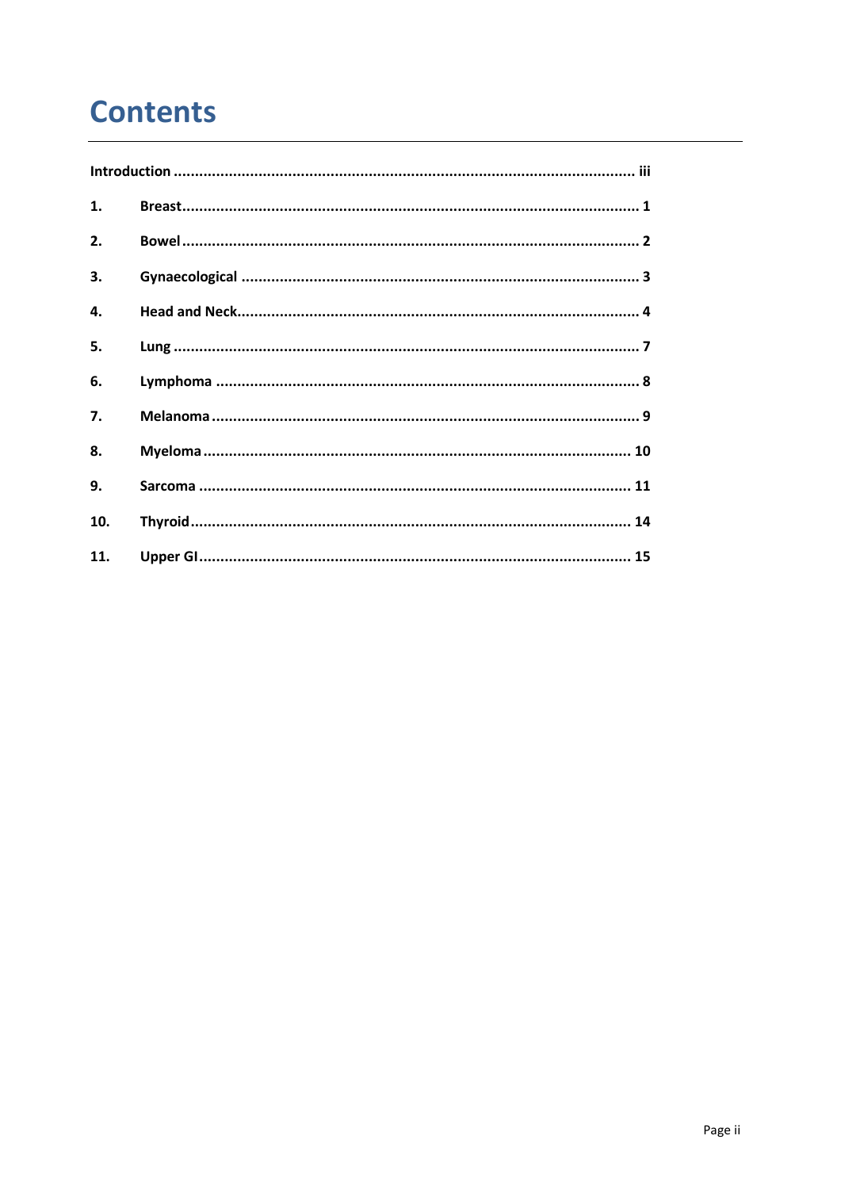# Contents

**Introduction** ........................................................................................................... **iii**

**1.** **Breast** ........................................................................................................... **1**

**2.** **Bowel** ........................................................................................................... **2**

**3.** **Gynaecological** ........................................................................................... **3**

**4.** **Head and Neck** ........................................................................................... **4**

**5.** **Lung** ........................................................................................................... **7**

**6.** **Lymphoma** ................................................................................................... **8**

**7.** **Melanoma** ................................................................................................... **9**

**8.** **Myeloma** ................................................................................................... **10**

**9.** **Sarcoma** ..................................................................................................... **11**

**10.** **Thyroid** ..................................................................................................... **14**

**11.** **Upper GI** ................................................................................................... **15**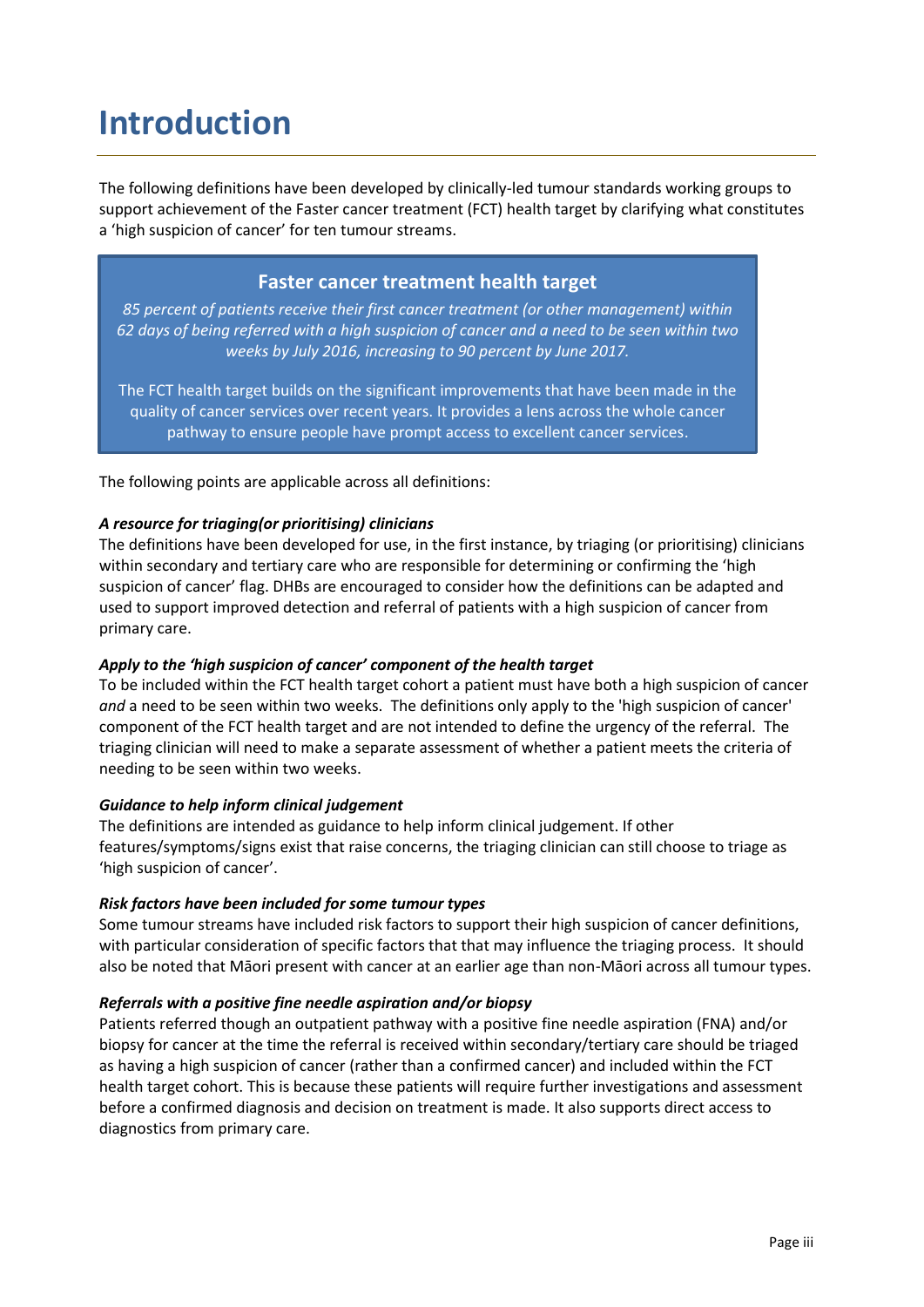# Introduction

The following definitions have been developed by clinically-led tumour standards working groups to support achievement of the Faster cancer treatment (FCT) health target by clarifying what constitutes a 'high suspicion of cancer' for ten tumour streams.

> **Faster cancer treatment health target**
>
> *85 percent of patients receive their first cancer treatment (or other management) within 62 days of being referred with a high suspicion of cancer and a need to be seen within two weeks by July 2016, increasing to 90 percent by June 2017.*
>
> The FCT health target builds on the significant improvements that have been made in the quality of cancer services over recent years. It provides a lens across the whole cancer pathway to ensure people have prompt access to excellent cancer services.

The following points are applicable across all definitions:

***A resource for triaging(or prioritising) clinicians***

The definitions have been developed for use, in the first instance, by triaging (or prioritising) clinicians within secondary and tertiary care who are responsible for determining or confirming the 'high suspicion of cancer' flag. DHBs are encouraged to consider how the definitions can be adapted and used to support improved detection and referral of patients with a high suspicion of cancer from primary care.

***Apply to the 'high suspicion of cancer' component of the health target***

To be included within the FCT health target cohort a patient must have both a high suspicion of cancer *and* a need to be seen within two weeks. The definitions only apply to the 'high suspicion of cancer' component of the FCT health target and are not intended to define the urgency of the referral. The triaging clinician will need to make a separate assessment of whether a patient meets the criteria of needing to be seen within two weeks.

***Guidance to help inform clinical judgement***

The definitions are intended as guidance to help inform clinical judgement. If other features/symptoms/signs exist that raise concerns, the triaging clinician can still choose to triage as 'high suspicion of cancer'.

***Risk factors have been included for some tumour types***

Some tumour streams have included risk factors to support their high suspicion of cancer definitions, with particular consideration of specific factors that that may influence the triaging process. It should also be noted that Māori present with cancer at an earlier age than non-Māori across all tumour types.

***Referrals with a positive fine needle aspiration and/or biopsy***

Patients referred though an outpatient pathway with a positive fine needle aspiration (FNA) and/or biopsy for cancer at the time the referral is received within secondary/tertiary care should be triaged as having a high suspicion of cancer (rather than a confirmed cancer) and included within the FCT health target cohort. This is because these patients will require further investigations and assessment before a confirmed diagnosis and decision on treatment is made. It also supports direct access to diagnostics from primary care.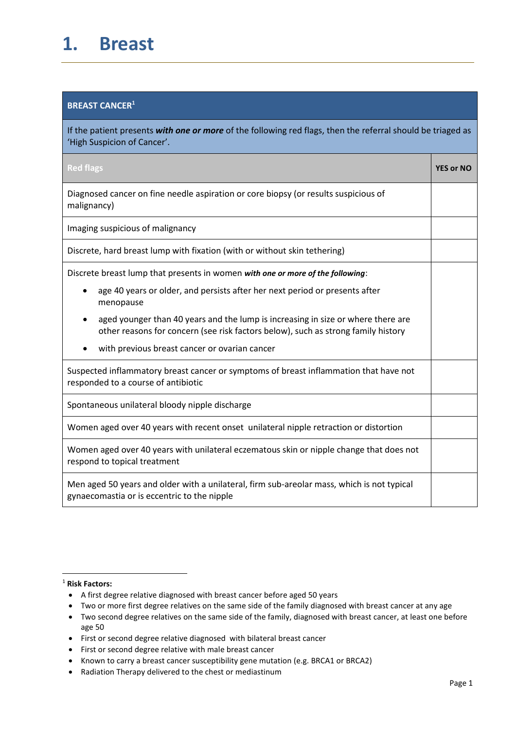# 1. Breast

| BREAST CANCER[1] | |
|---|---|
| If the patient presents ***with one or more*** of the following red flags, then the referral should be triaged as 'High Suspicion of Cancer'. | |
| **Red flags** | **YES or NO** |
| Diagnosed cancer on fine needle aspiration or core biopsy (or results suspicious of malignancy) | |
| Imaging suspicious of malignancy | |
| Discrete, hard breast lump with fixation (with or without skin tethering) | |
| Discrete breast lump that presents in women ***with one or more of the following***: <br>• age 40 years or older, and persists after her next period or presents after menopause <br>• aged younger than 40 years and the lump is increasing in size or where there are other reasons for concern (see risk factors below), such as strong family history <br>• with previous breast cancer or ovarian cancer | |
| Suspected inflammatory breast cancer or symptoms of breast inflammation that have not responded to a course of antibiotic | |
| Spontaneous unilateral bloody nipple discharge | |
| Women aged over 40 years with recent onset unilateral nipple retraction or distortion | |
| Women aged over 40 years with unilateral eczematous skin or nipple change that does not respond to topical treatment | |
| Men aged 50 years and older with a unilateral, firm sub-areolar mass, which is not typical gynaecomastia or is eccentric to the nipple | |

[1] **Risk Factors:**

- A first degree relative diagnosed with breast cancer before aged 50 years
- Two or more first degree relatives on the same side of the family diagnosed with breast cancer at any age
- Two second degree relatives on the same side of the family, diagnosed with breast cancer, at least one before age 50
- First or second degree relative diagnosed with bilateral breast cancer
- First or second degree relative with male breast cancer
- Known to carry a breast cancer susceptibility gene mutation (e.g. BRCA1 or BRCA2)
- Radiation Therapy delivered to the chest or mediastinum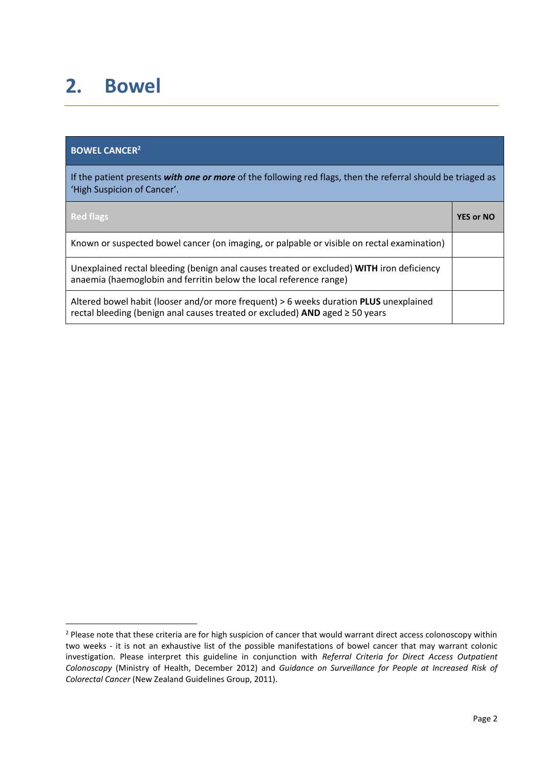# 2. Bowel

| BOWEL CANCER[2] | |
|---|---|
| If the patient presents ***with one or more*** of the following red flags, then the referral should be triaged as 'High Suspicion of Cancer'. | |
| **Red flags** | **YES or NO** |
| Known or suspected bowel cancer (on imaging, or palpable or visible on rectal examination) | |
| Unexplained rectal bleeding (benign anal causes treated or excluded) **WITH** iron deficiency anaemia (haemoglobin and ferritin below the local reference range) | |
| Altered bowel habit (looser and/or more frequent) > 6 weeks duration **PLUS** unexplained rectal bleeding (benign anal causes treated or excluded) **AND** aged ≥ 50 years | |

[2] Please note that these criteria are for high suspicion of cancer that would warrant direct access colonoscopy within two weeks - it is not an exhaustive list of the possible manifestations of bowel cancer that may warrant colonic investigation. Please interpret this guideline in conjunction with *Referral Criteria for Direct Access Outpatient Colonoscopy* (Ministry of Health, December 2012) and *Guidance on Surveillance for People at Increased Risk of Colorectal Cancer* (New Zealand Guidelines Group, 2011).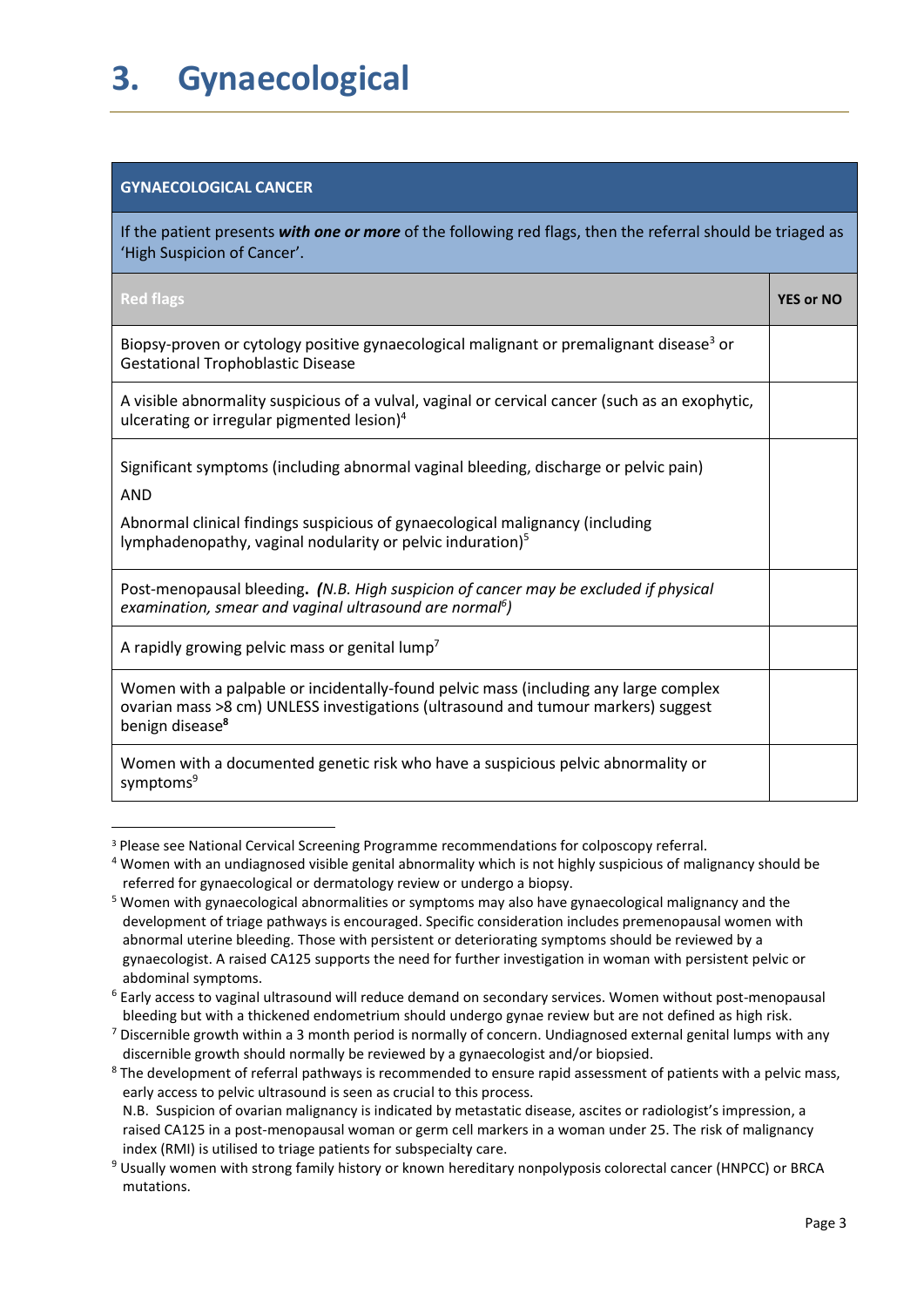# 3. Gynaecological

| GYNAECOLOGICAL CANCER | |
|---|---|
| If the patient presents ***with one or more*** of the following red flags, then the referral should be triaged as 'High Suspicion of Cancer'. | |
| **Red flags** | **YES or NO** |
| Biopsy-proven or cytology positive gynaecological malignant or premalignant disease[3] or Gestational Trophoblastic Disease | |
| A visible abnormality suspicious of a vulval, vaginal or cervical cancer (such as an exophytic, ulcerating or irregular pigmented lesion)[4] | |
| Significant symptoms (including abnormal vaginal bleeding, discharge or pelvic pain) AND Abnormal clinical findings suspicious of gynaecological malignancy (including lymphadenopathy, vaginal nodularity or pelvic induration)[5] | |
| Post-menopausal bleeding. ***(****N.B. High suspicion of cancer may be excluded if physical examination, smear and vaginal ultrasound are normal*[6]*)* | |
| A rapidly growing pelvic mass or genital lump[7] | |
| Women with a palpable or incidentally-found pelvic mass (including any large complex ovarian mass >8 cm) UNLESS investigations (ultrasound and tumour markers) suggest benign disease[8] | |
| Women with a documented genetic risk who have a suspicious pelvic abnormality or symptoms[9] | |

[3] Please see National Cervical Screening Programme recommendations for colposcopy referral.

[4] Women with an undiagnosed visible genital abnormality which is not highly suspicious of malignancy should be referred for gynaecological or dermatology review or undergo a biopsy.

[5] Women with gynaecological abnormalities or symptoms may also have gynaecological malignancy and the development of triage pathways is encouraged. Specific consideration includes premenopausal women with abnormal uterine bleeding. Those with persistent or deteriorating symptoms should be reviewed by a gynaecologist. A raised CA125 supports the need for further investigation in woman with persistent pelvic or abdominal symptoms.

[6] Early access to vaginal ultrasound will reduce demand on secondary services. Women without post-menopausal bleeding but with a thickened endometrium should undergo gynae review but are not defined as high risk.

[7] Discernible growth within a 3 month period is normally of concern. Undiagnosed external genital lumps with any discernible growth should normally be reviewed by a gynaecologist and/or biopsied.

[8] The development of referral pathways is recommended to ensure rapid assessment of patients with a pelvic mass, early access to pelvic ultrasound is seen as crucial to this process.
N.B. Suspicion of ovarian malignancy is indicated by metastatic disease, ascites or radiologist's impression, a raised CA125 in a post-menopausal woman or germ cell markers in a woman under 25. The risk of malignancy index (RMI) is utilised to triage patients for subspecialty care.

[9] Usually women with strong family history or known hereditary nonpolyposis colorectal cancer (HNPCC) or BRCA mutations.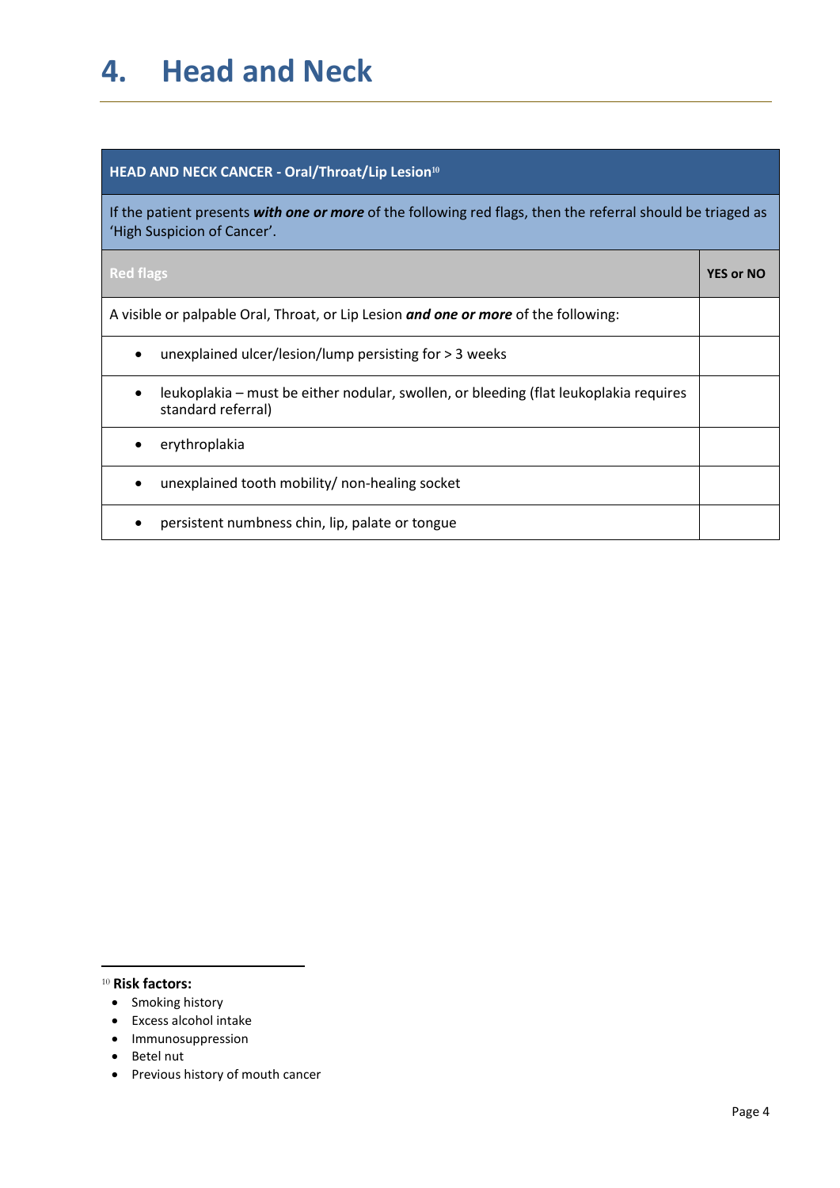# 4. Head and Neck

| HEAD AND NECK CANCER - Oral/Throat/Lip Lesion[10] | |
|---|---|
| If the patient presents ***with one or more*** of the following red flags, then the referral should be triaged as 'High Suspicion of Cancer'. | |
| **Red flags** | **YES or NO** |
| A visible or palpable Oral, Throat, or Lip Lesion ***and one or more*** of the following: | |
| • unexplained ulcer/lesion/lump persisting for > 3 weeks | |
| • leukoplakia – must be either nodular, swollen, or bleeding (flat leukoplakia requires standard referral) | |
| • erythroplakia | |
| • unexplained tooth mobility/ non-healing socket | |
| • persistent numbness chin, lip, palate or tongue | |

[10] **Risk factors:**

- Smoking history
- Excess alcohol intake
- Immunosuppression
- Betel nut
- Previous history of mouth cancer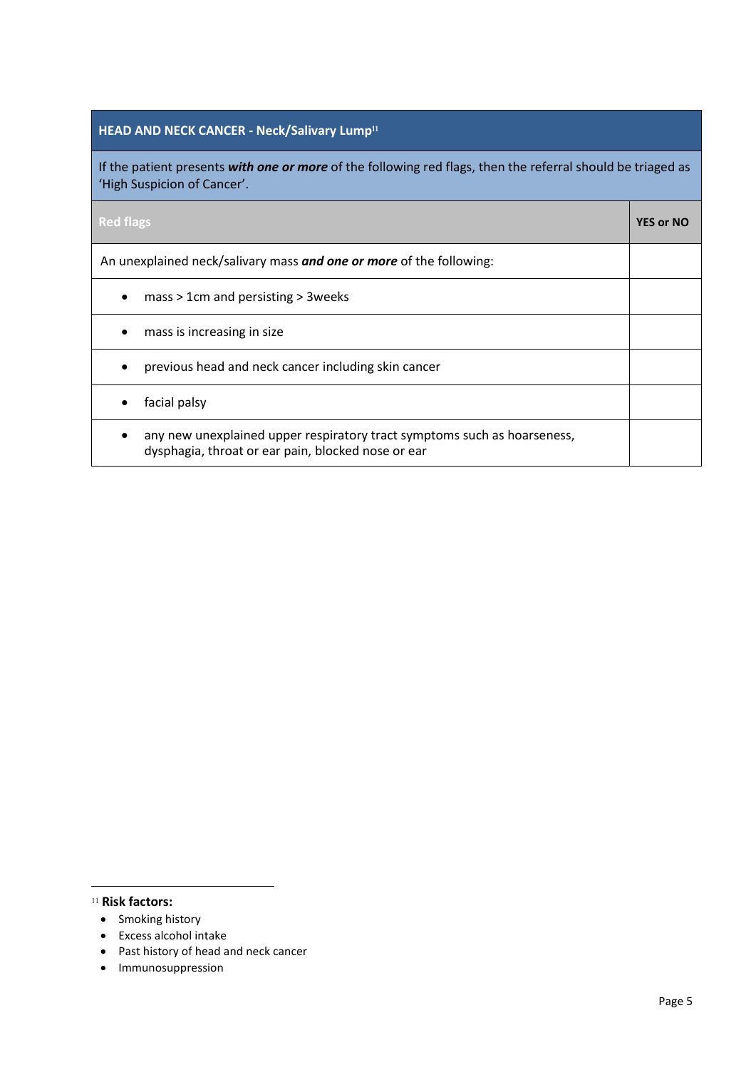| HEAD AND NECK CANCER - Neck/Salivary Lump[11] | |
|---|---|
| If the patient presents ***with one or more*** of the following red flags, then the referral should be triaged as 'High Suspicion of Cancer'. | |
| **Red flags** | **YES or NO** |
| An unexplained neck/salivary mass ***and one or more*** of the following: | |
| • mass > 1cm and persisting > 3weeks | |
| • mass is increasing in size | |
| • previous head and neck cancer including skin cancer | |
| • facial palsy | |
| • any new unexplained upper respiratory tract symptoms such as hoarseness, dysphagia, throat or ear pain, blocked nose or ear | |

[11] **Risk factors:**

- Smoking history
- Excess alcohol intake
- Past history of head and neck cancer
- Immunosuppression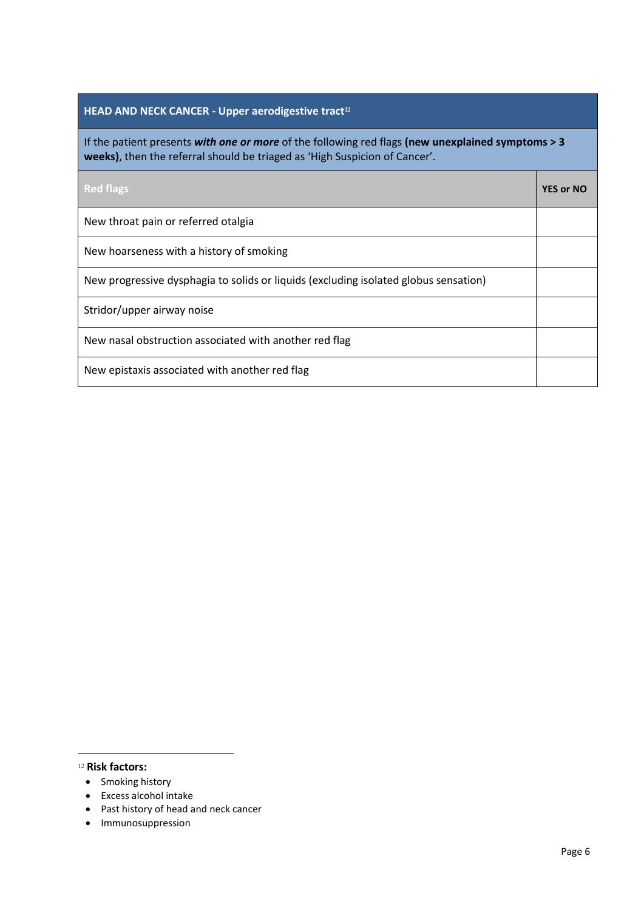| HEAD AND NECK CANCER - Upper aerodigestive tract[12] | |
|---|---|
| If the patient presents ***with one or more*** of the following red flags **(new unexplained symptoms > 3 weeks)**, then the referral should be triaged as 'High Suspicion of Cancer'. | |
| **Red flags** | **YES or NO** |
| New throat pain or referred otalgia | |
| New hoarseness with a history of smoking | |
| New progressive dysphagia to solids or liquids (excluding isolated globus sensation) | |
| Stridor/upper airway noise | |
| New nasal obstruction associated with another red flag | |
| New epistaxis associated with another red flag | |

[12] **Risk factors:**

- Smoking history
- Excess alcohol intake
- Past history of head and neck cancer
- Immunosuppression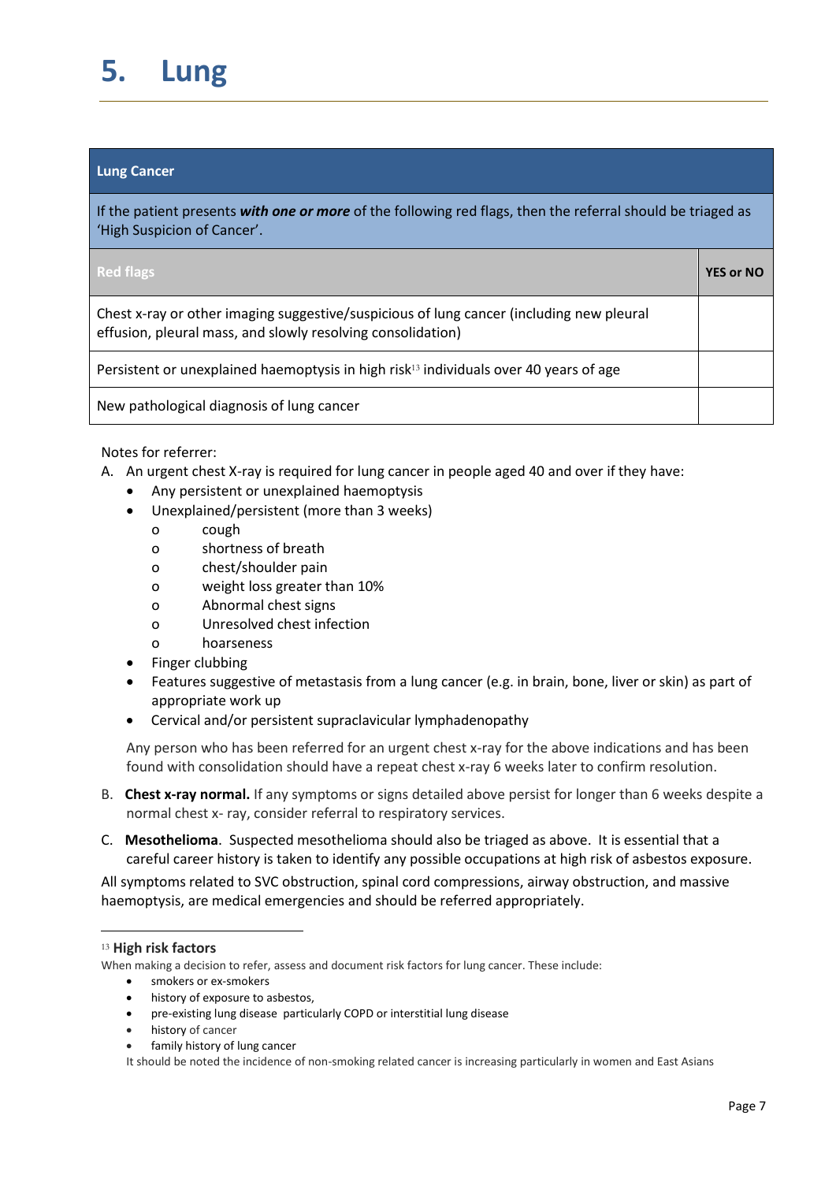# 5. Lung

| Lung Cancer | |
|---|---|
| If the patient presents ***with one or more*** of the following red flags, then the referral should be triaged as 'High Suspicion of Cancer'. | |
| **Red flags** | **YES or NO** |
| Chest x-ray or other imaging suggestive/suspicious of lung cancer (including new pleural effusion, pleural mass, and slowly resolving consolidation) | |
| Persistent or unexplained haemoptysis in high risk[13] individuals over 40 years of age | |
| New pathological diagnosis of lung cancer | |

Notes for referrer:

A. An urgent chest X-ray is required for lung cancer in people aged 40 and over if they have:
   - Any persistent or unexplained haemoptysis
   - Unexplained/persistent (more than 3 weeks)
     - cough
     - shortness of breath
     - chest/shoulder pain
     - weight loss greater than 10%
     - Abnormal chest signs
     - Unresolved chest infection
     - hoarseness
   - Finger clubbing
   - Features suggestive of metastasis from a lung cancer (e.g. in brain, bone, liver or skin) as part of appropriate work up
   - Cervical and/or persistent supraclavicular lymphadenopathy

   Any person who has been referred for an urgent chest x-ray for the above indications and has been found with consolidation should have a repeat chest x-ray 6 weeks later to confirm resolution.

B. **Chest x-ray normal.** If any symptoms or signs detailed above persist for longer than 6 weeks despite a normal chest x- ray, consider referral to respiratory services.

C. **Mesothelioma**. Suspected mesothelioma should also be triaged as above. It is essential that a careful career history is taken to identify any possible occupations at high risk of asbestos exposure.

All symptoms related to SVC obstruction, spinal cord compressions, airway obstruction, and massive haemoptysis, are medical emergencies and should be referred appropriately.

---

[13] **High risk factors**

When making a decision to refer, assess and document risk factors for lung cancer. These include:

- smokers or ex-smokers
- history of exposure to asbestos,
- pre-existing lung disease particularly COPD or interstitial lung disease
- history of cancer
- family history of lung cancer

It should be noted the incidence of non-smoking related cancer is increasing particularly in women and East Asians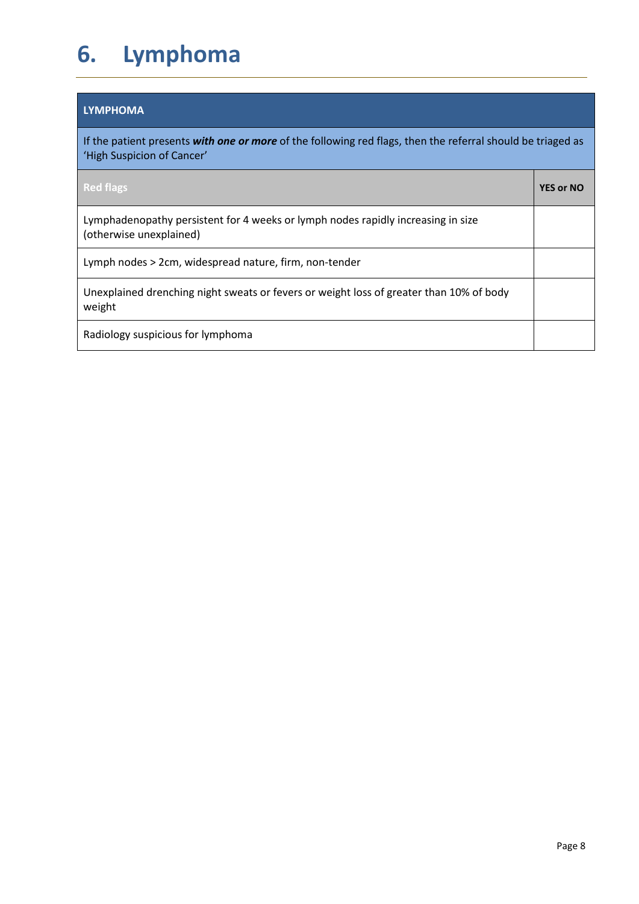# 6. Lymphoma

| LYMPHOMA | |
|---|---|
| If the patient presents ***with one or more*** of the following red flags, then the referral should be triaged as 'High Suspicion of Cancer' | |
| **Red flags** | **YES or NO** |
| Lymphadenopathy persistent for 4 weeks or lymph nodes rapidly increasing in size (otherwise unexplained) | |
| Lymph nodes > 2cm, widespread nature, firm, non-tender | |
| Unexplained drenching night sweats or fevers or weight loss of greater than 10% of body weight | |
| Radiology suspicious for lymphoma | |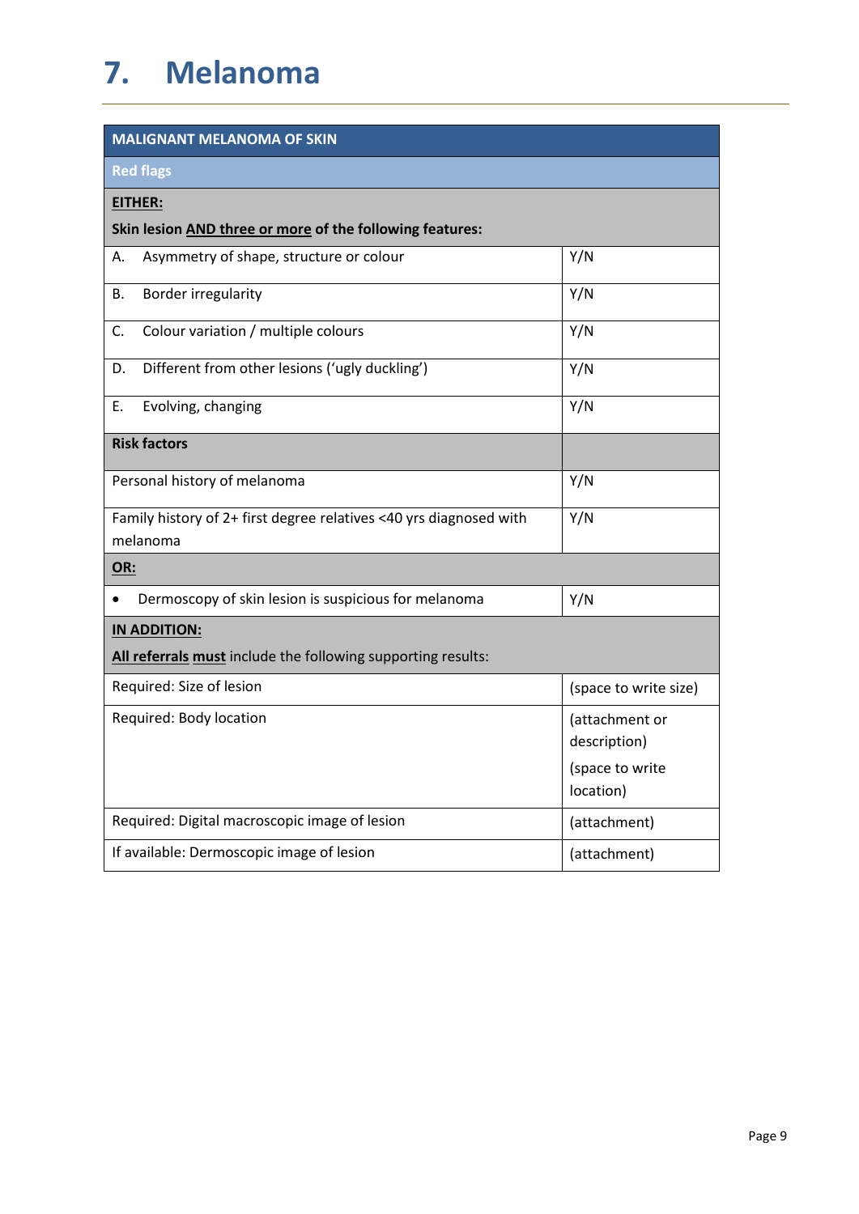# 7. Melanoma

| MALIGNANT MELANOMA OF SKIN | |
|---|---|
| **Red flags** | |
| **EITHER:** **Skin lesion AND three or more of the following features:** | |
| A. Asymmetry of shape, structure or colour | Y/N |
| B. Border irregularity | Y/N |
| C. Colour variation / multiple colours | Y/N |
| D. Different from other lesions ('ugly duckling') | Y/N |
| E. Evolving, changing | Y/N |
| **Risk factors** | |
| Personal history of melanoma | Y/N |
| Family history of 2+ first degree relatives <40 yrs diagnosed with melanoma | Y/N |
| **OR:** | |
| • Dermoscopy of skin lesion is suspicious for melanoma | Y/N |
| **IN ADDITION:** **All referrals must** include the following supporting results: | |
| Required: Size of lesion | (space to write size) |
| Required: Body location | (attachment or description) (space to write location) |
| Required: Digital macroscopic image of lesion | (attachment) |
| If available: Dermoscopic image of lesion | (attachment) |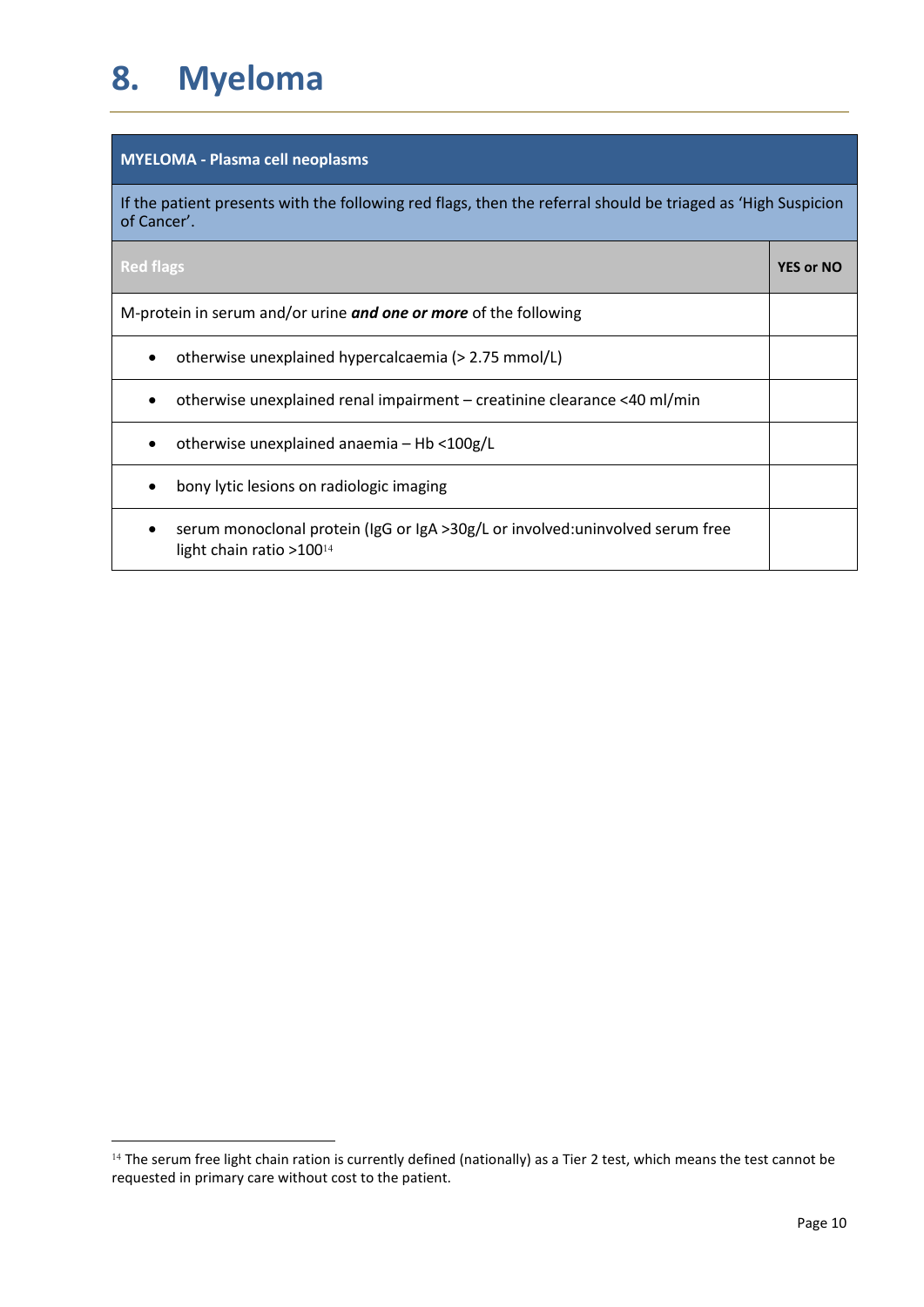# 8. Myeloma

| MYELOMA - Plasma cell neoplasms | |
|---|---|
| If the patient presents with the following red flags, then the referral should be triaged as 'High Suspicion of Cancer'. | |
| **Red flags** | **YES or NO** |
| M-protein in serum and/or urine ***and one or more*** of the following | |
| • otherwise unexplained hypercalcaemia (> 2.75 mmol/L) | |
| • otherwise unexplained renal impairment – creatinine clearance <40 ml/min | |
| • otherwise unexplained anaemia – Hb <100g/L | |
| • bony lytic lesions on radiologic imaging | |
| • serum monoclonal protein (IgG or IgA >30g/L or involved:uninvolved serum free light chain ratio >100[14] | |

[14] The serum free light chain ration is currently defined (nationally) as a Tier 2 test, which means the test cannot be requested in primary care without cost to the patient.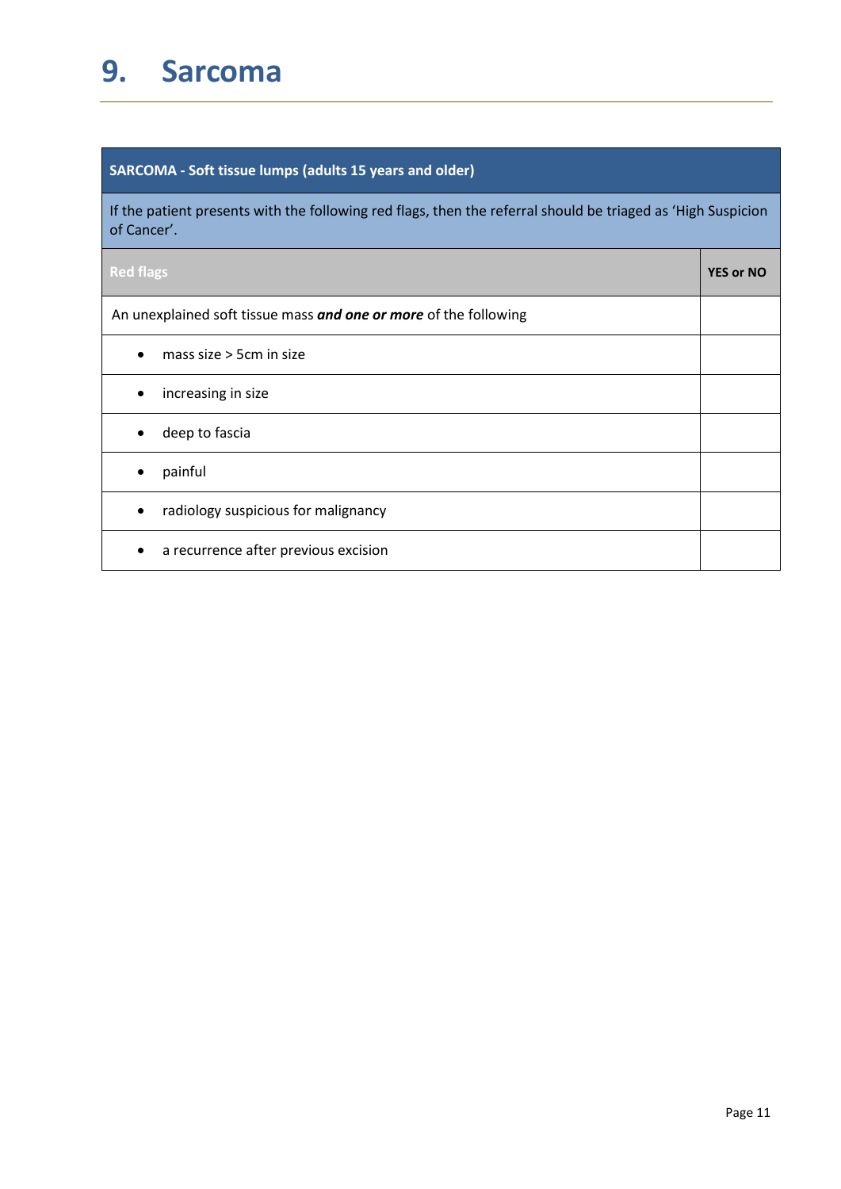# 9. Sarcoma

| SARCOMA - Soft tissue lumps (adults 15 years and older) | |
|---|---|
| If the patient presents with the following red flags, then the referral should be triaged as 'High Suspicion of Cancer'. | |
| **Red flags** | **YES or NO** |
| An unexplained soft tissue mass ***and one or more*** of the following | |
| • mass size > 5cm in size | |
| • increasing in size | |
| • deep to fascia | |
| • painful | |
| • radiology suspicious for malignancy | |
| • a recurrence after previous excision | |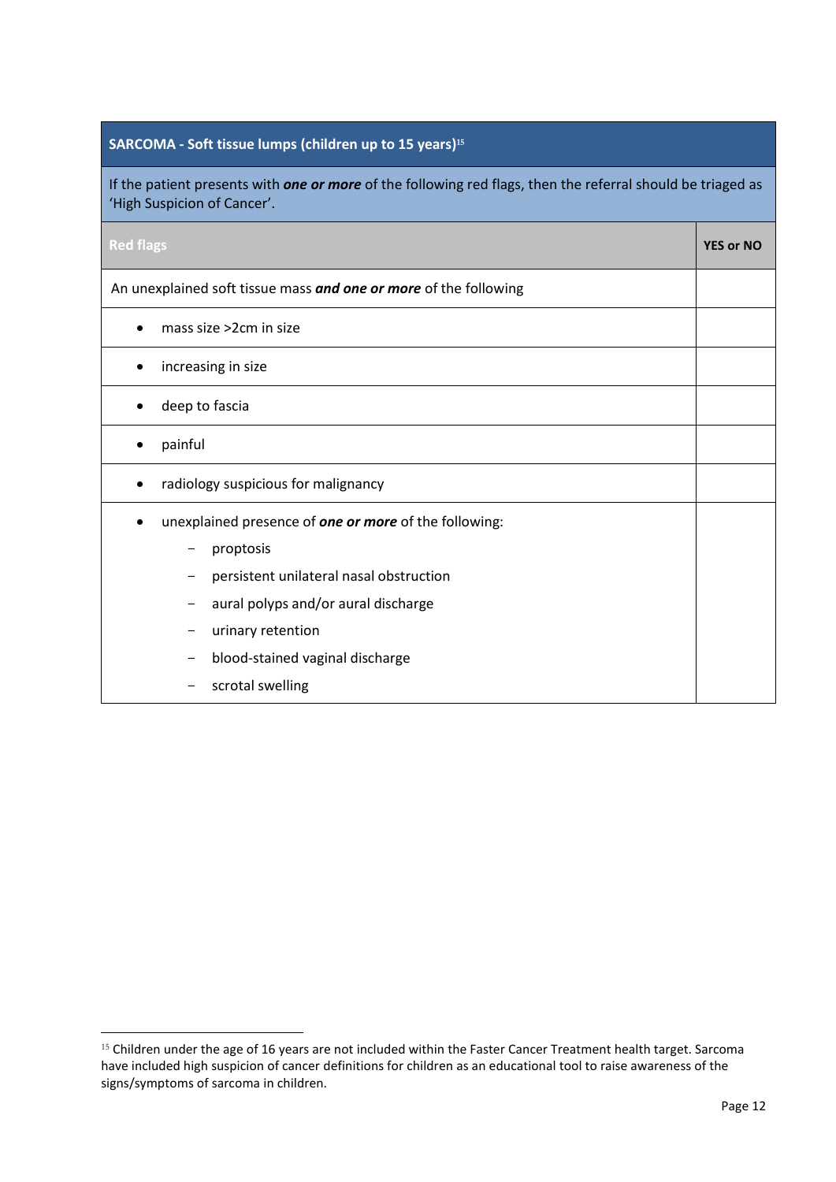| SARCOMA - Soft tissue lumps (children up to 15 years)[15] | |
|---|---|
| If the patient presents with ***one or more*** of the following red flags, then the referral should be triaged as 'High Suspicion of Cancer'. | |
| **Red flags** | **YES or NO** |
| An unexplained soft tissue mass ***and one or more*** of the following | |
| • mass size >2cm in size | |
| • increasing in size | |
| • deep to fascia | |
| • painful | |
| • radiology suspicious for malignancy | |
| • unexplained presence of ***one or more*** of the following:<br>− proptosis<br>− persistent unilateral nasal obstruction<br>− aural polyps and/or aural discharge<br>− urinary retention<br>− blood-stained vaginal discharge<br>− scrotal swelling | |

[15] Children under the age of 16 years are not included within the Faster Cancer Treatment health target. Sarcoma have included high suspicion of cancer definitions for children as an educational tool to raise awareness of the signs/symptoms of sarcoma in children.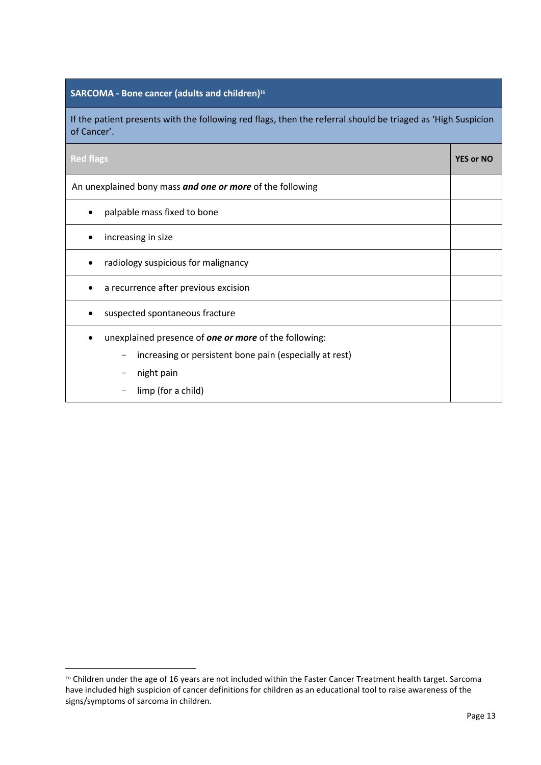| SARCOMA - Bone cancer (adults and children)[16] | |
|---|---|
| If the patient presents with the following red flags, then the referral should be triaged as 'High Suspicion of Cancer'. | |
| **Red flags** | **YES or NO** |
| An unexplained bony mass ***and one or more*** of the following | |
| • palpable mass fixed to bone | |
| • increasing in size | |
| • radiology suspicious for malignancy | |
| • a recurrence after previous excision | |
| • suspected spontaneous fracture | |
| • unexplained presence of ***one or more*** of the following: – increasing or persistent bone pain (especially at rest) – night pain – limp (for a child) | |

[16] Children under the age of 16 years are not included within the Faster Cancer Treatment health target. Sarcoma have included high suspicion of cancer definitions for children as an educational tool to raise awareness of the signs/symptoms of sarcoma in children.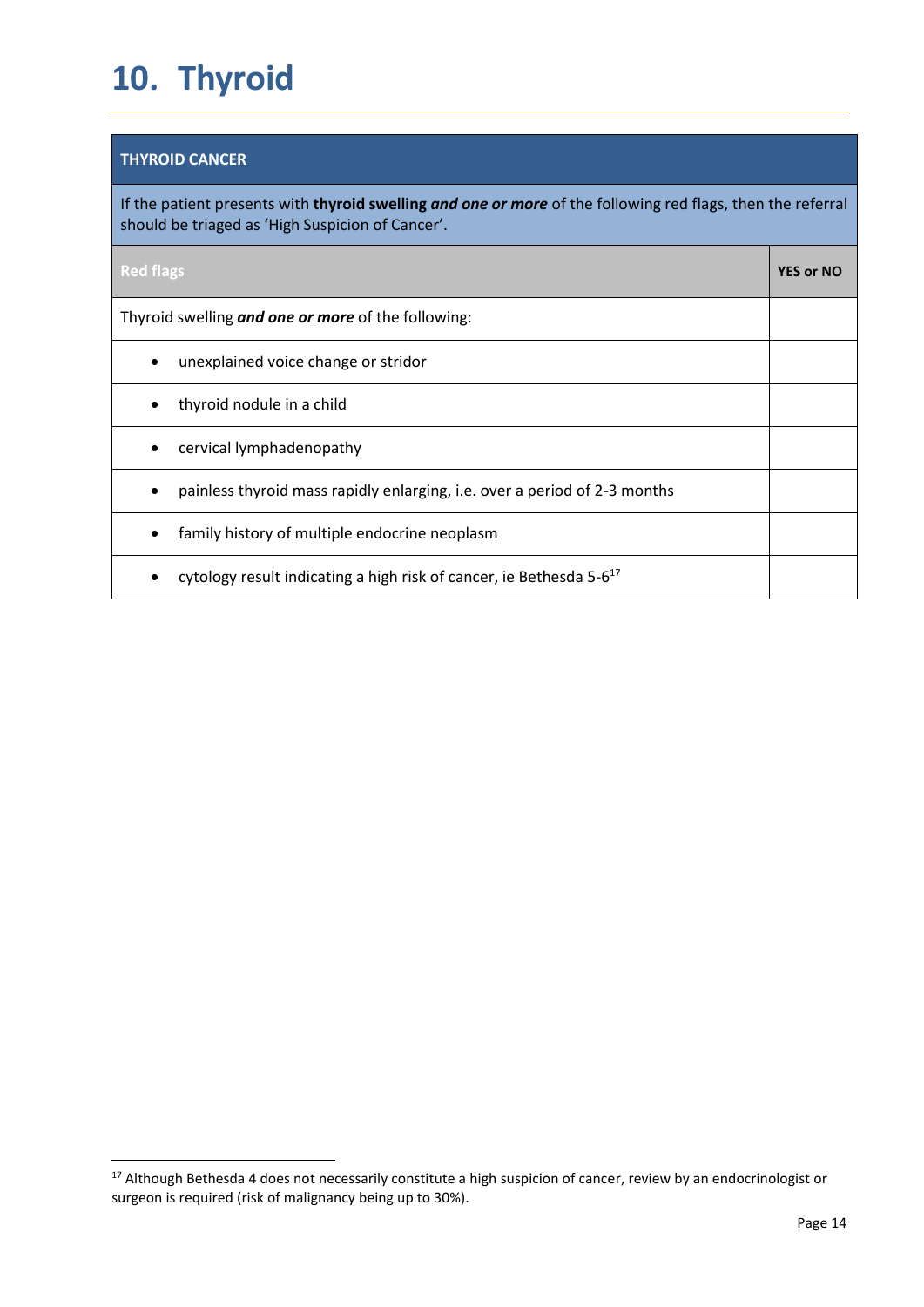# 10. Thyroid

| THYROID CANCER | |
|---|---|
| If the patient presents with **thyroid swelling *and one or more*** of the following red flags, then the referral should be triaged as 'High Suspicion of Cancer'. | |
| **Red flags** | **YES or NO** |
| Thyroid swelling ***and one or more*** of the following: | |
| • unexplained voice change or stridor | |
| • thyroid nodule in a child | |
| • cervical lymphadenopathy | |
| • painless thyroid mass rapidly enlarging, i.e. over a period of 2-3 months | |
| • family history of multiple endocrine neoplasm | |
| • cytology result indicating a high risk of cancer, ie Bethesda 5-6[17] | |

[17] Although Bethesda 4 does not necessarily constitute a high suspicion of cancer, review by an endocrinologist or surgeon is required (risk of malignancy being up to 30%).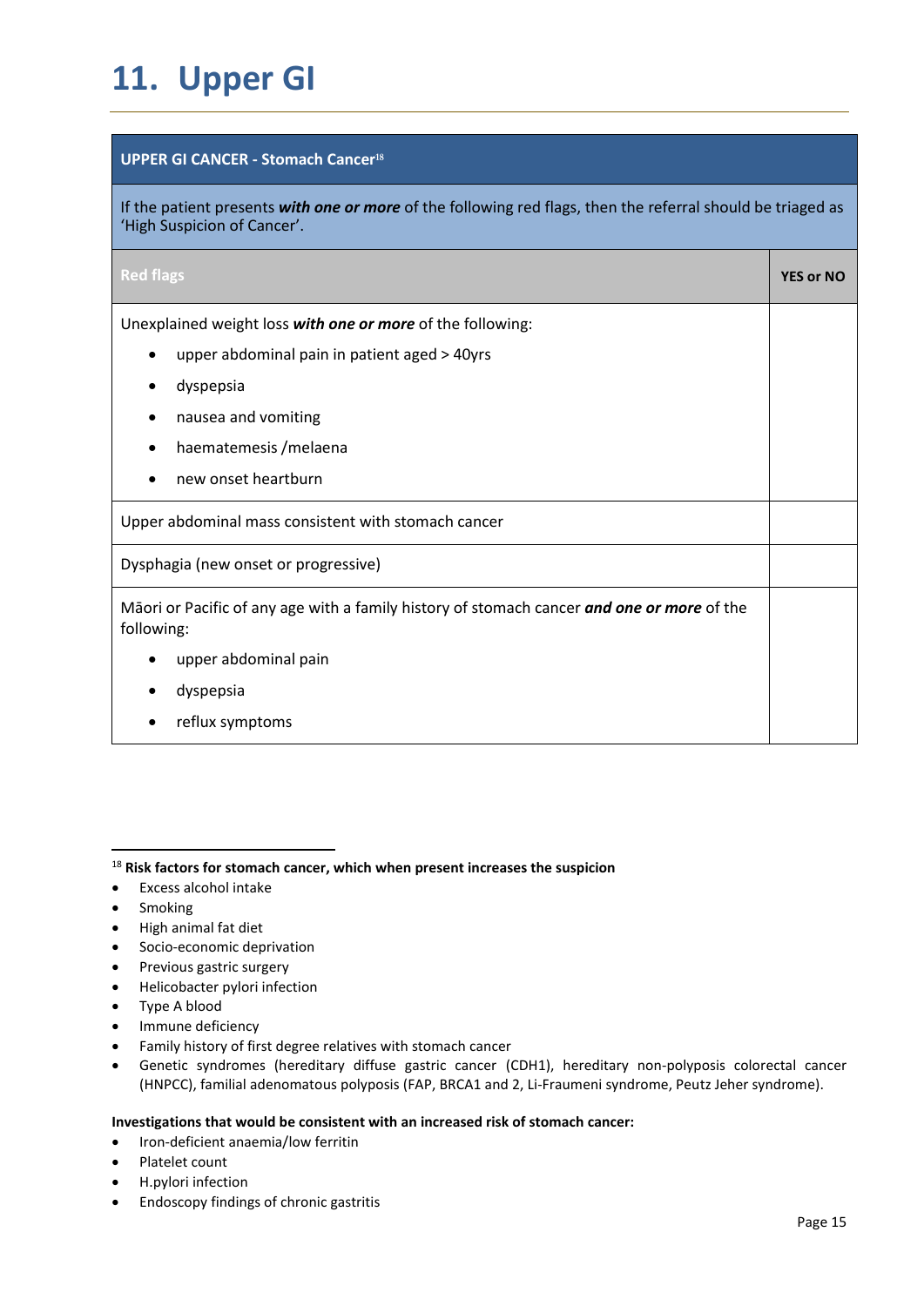# 11. Upper GI

| UPPER GI CANCER - Stomach Cancer[18] | |
|---|---|
| If the patient presents ***with one or more*** of the following red flags, then the referral should be triaged as 'High Suspicion of Cancer'. | |
| **Red flags** | **YES or NO** |
| Unexplained weight loss ***with one or more*** of the following:<br>• upper abdominal pain in patient aged > 40yrs<br>• dyspepsia<br>• nausea and vomiting<br>• haematemesis /melaena<br>• new onset heartburn | |
| Upper abdominal mass consistent with stomach cancer | |
| Dysphagia (new onset or progressive) | |
| Māori or Pacific of any age with a family history of stomach cancer ***and one or more*** of the following:<br>• upper abdominal pain<br>• dyspepsia<br>• reflux symptoms | |

[18] **Risk factors for stomach cancer, which when present increases the suspicion**

- Excess alcohol intake
- Smoking
- High animal fat diet
- Socio-economic deprivation
- Previous gastric surgery
- Helicobacter pylori infection
- Type A blood
- Immune deficiency
- Family history of first degree relatives with stomach cancer
- Genetic syndromes (hereditary diffuse gastric cancer (CDH1), hereditary non-polyposis colorectal cancer (HNPCC), familial adenomatous polyposis (FAP, BRCA1 and 2, Li-Fraumeni syndrome, Peutz Jeher syndrome).

**Investigations that would be consistent with an increased risk of stomach cancer:**

- Iron-deficient anaemia/low ferritin
- Platelet count
- H.pylori infection
- Endoscopy findings of chronic gastritis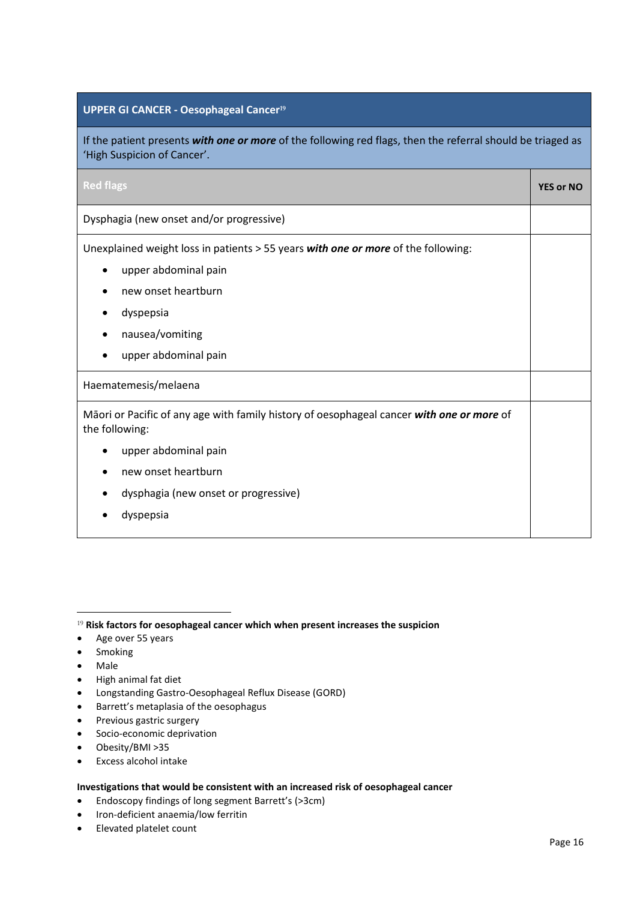| UPPER GI CANCER - Oesophageal Cancer[19] | |
|---|---|
| If the patient presents ***with one or more*** of the following red flags, then the referral should be triaged as 'High Suspicion of Cancer'. | |
| **Red flags** | **YES or NO** |
| Dysphagia (new onset and/or progressive) | |
| Unexplained weight loss in patients > 55 years ***with one or more*** of the following: <br>• upper abdominal pain <br>• new onset heartburn <br>• dyspepsia <br>• nausea/vomiting <br>• upper abdominal pain | |
| Haematemesis/melaena | |
| Māori or Pacific of any age with family history of oesophageal cancer ***with one or more*** of the following: <br>• upper abdominal pain <br>• new onset heartburn <br>• dysphagia (new onset or progressive) <br>• dyspepsia | |

[19] **Risk factors for oesophageal cancer which when present increases the suspicion**

- Age over 55 years
- Smoking
- Male
- High animal fat diet
- Longstanding Gastro-Oesophageal Reflux Disease (GORD)
- Barrett's metaplasia of the oesophagus
- Previous gastric surgery
- Socio-economic deprivation
- Obesity/BMI >35
- Excess alcohol intake

**Investigations that would be consistent with an increased risk of oesophageal cancer**

- Endoscopy findings of long segment Barrett's (>3cm)
- Iron-deficient anaemia/low ferritin
- Elevated platelet count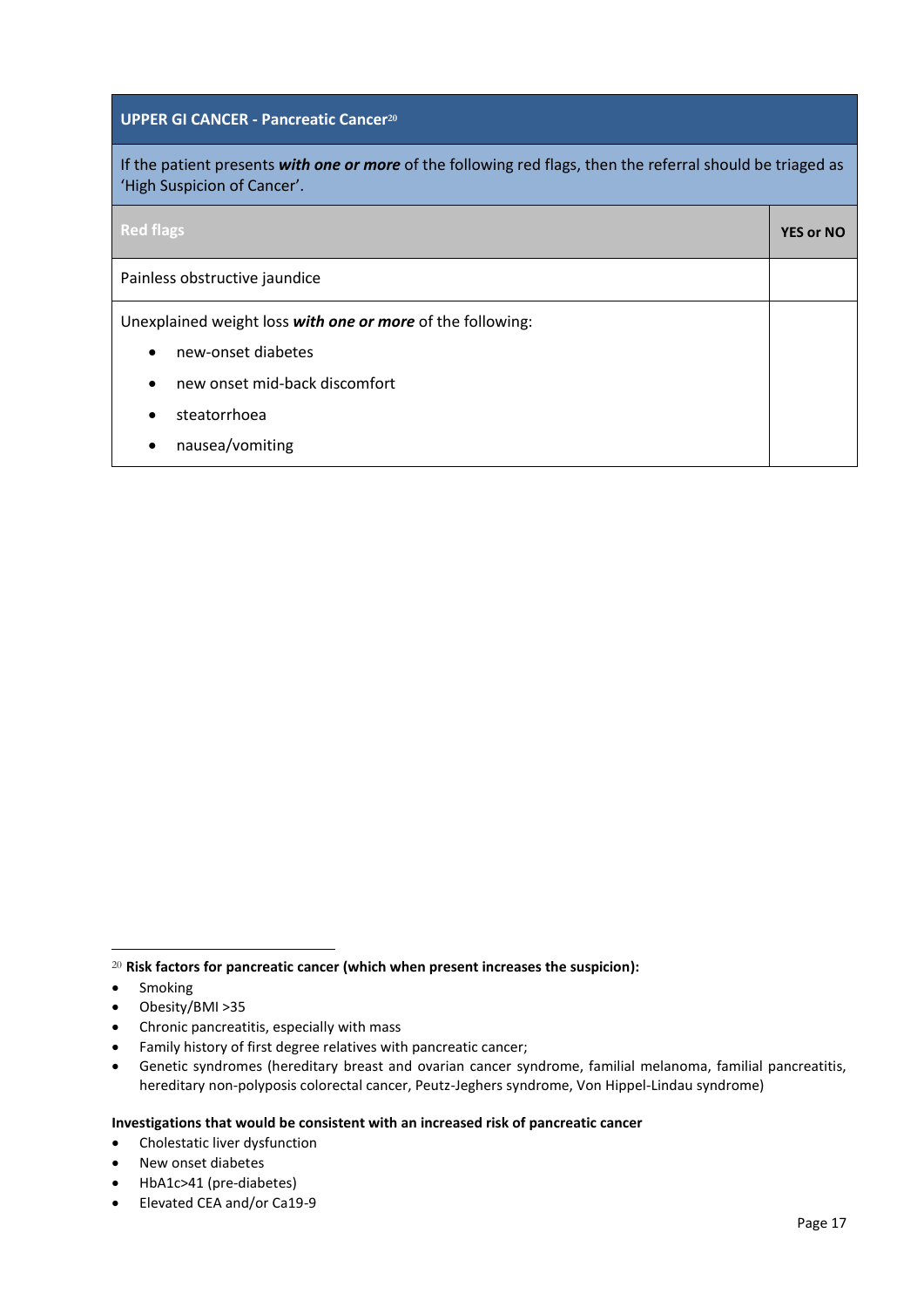## UPPER GI CANCER - Pancreatic Cancer[20]

If the patient presents ***with one or more*** of the following red flags, then the referral should be triaged as 'High Suspicion of Cancer'.

| Red flags | YES or NO |
|---|---|
| Painless obstructive jaundice | |
| Unexplained weight loss ***with one or more*** of the following:<br>• new-onset diabetes<br>• new onset mid-back discomfort<br>• steatorrhoea<br>• nausea/vomiting | |

---

[20] **Risk factors for pancreatic cancer (which when present increases the suspicion):**

- Smoking
- Obesity/BMI >35
- Chronic pancreatitis, especially with mass
- Family history of first degree relatives with pancreatic cancer;
- Genetic syndromes (hereditary breast and ovarian cancer syndrome, familial melanoma, familial pancreatitis, hereditary non-polyposis colorectal cancer, Peutz-Jeghers syndrome, Von Hippel-Lindau syndrome)

**Investigations that would be consistent with an increased risk of pancreatic cancer**

- Cholestatic liver dysfunction
- New onset diabetes
- HbA1c>41 (pre-diabetes)
- Elevated CEA and/or Ca19-9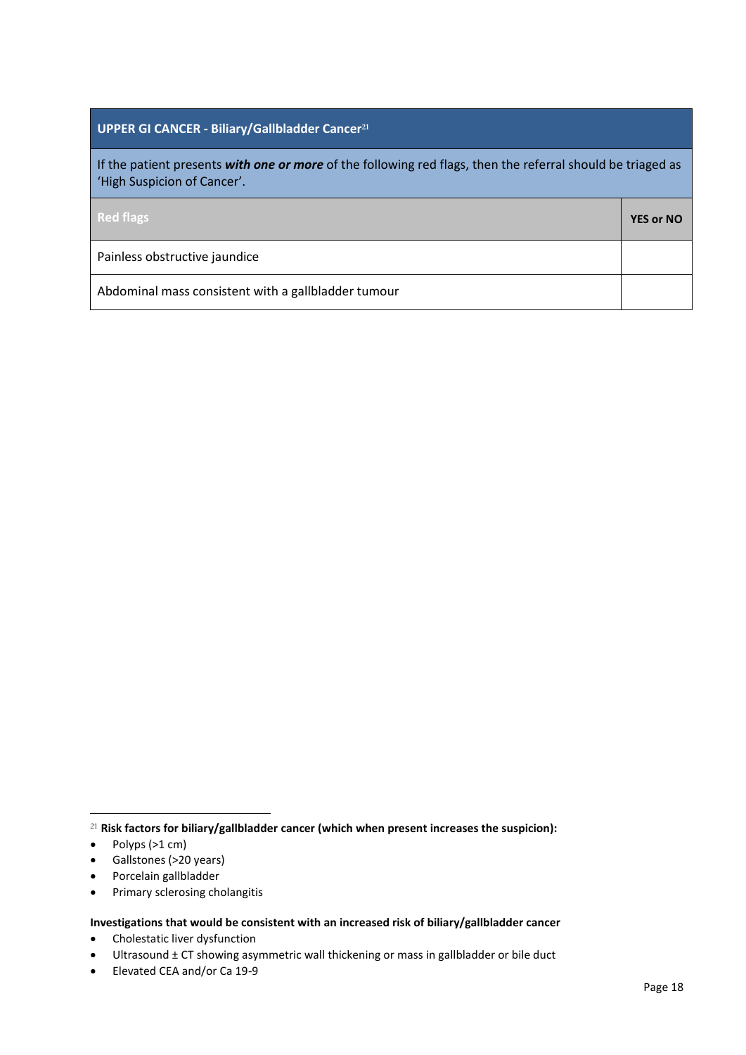| UPPER GI CANCER - Biliary/Gallbladder Cancer[21] | |
|---|---|
| If the patient presents ***with one or more*** of the following red flags, then the referral should be triaged as 'High Suspicion of Cancer'. | |
| **Red flags** | **YES or NO** |
| Painless obstructive jaundice | |
| Abdominal mass consistent with a gallbladder tumour | |

[21] **Risk factors for biliary/gallbladder cancer (which when present increases the suspicion):**

- Polyps (>1 cm)
- Gallstones (>20 years)
- Porcelain gallbladder
- Primary sclerosing cholangitis

**Investigations that would be consistent with an increased risk of biliary/gallbladder cancer**

- Cholestatic liver dysfunction
- Ultrasound ± CT showing asymmetric wall thickening or mass in gallbladder or bile duct
- Elevated CEA and/or Ca 19-9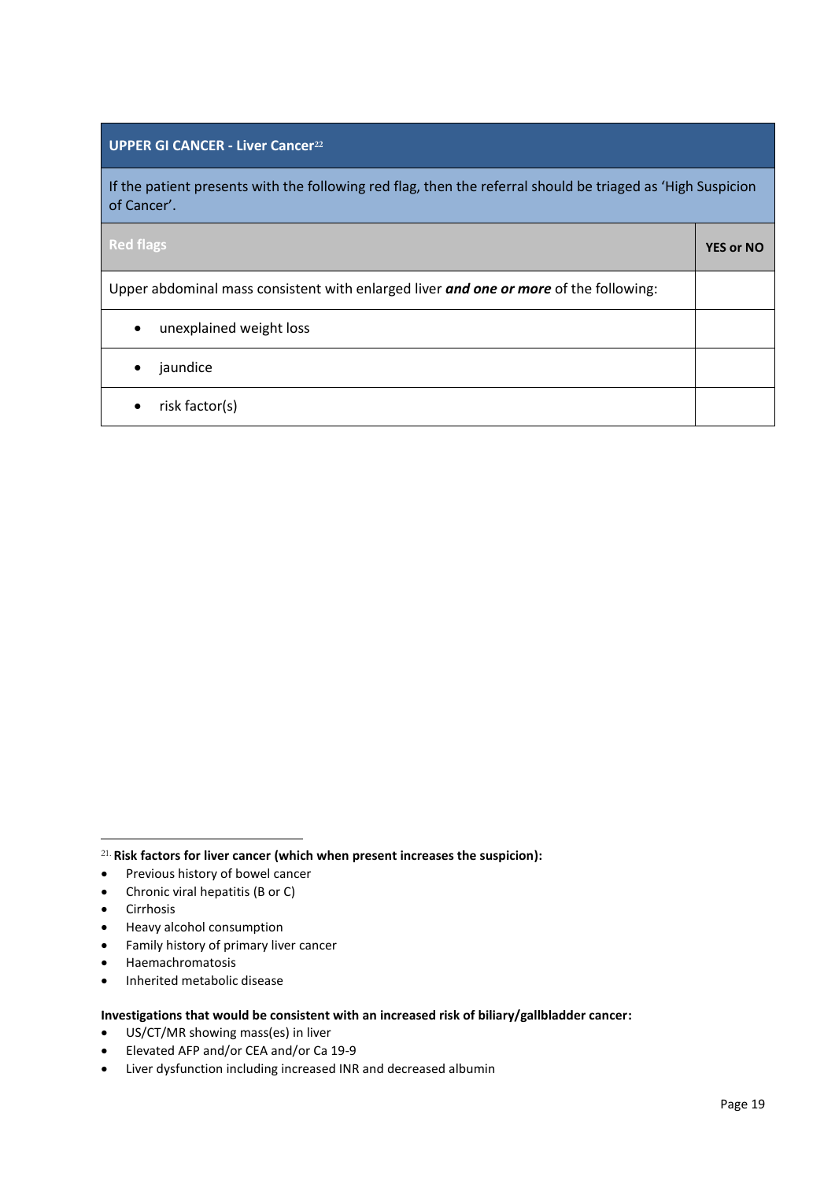| UPPER GI CANCER - Liver Cancer[22] | |
|---|---|
| If the patient presents with the following red flag, then the referral should be triaged as 'High Suspicion of Cancer'. | |
| Red flags | YES or NO |
| Upper abdominal mass consistent with enlarged liver ***and one or more*** of the following: | |
| • unexplained weight loss | |
| • jaundice | |
| • risk factor(s) | |

[21] **Risk factors for liver cancer (which when present increases the suspicion):**

- Previous history of bowel cancer
- Chronic viral hepatitis (B or C)
- Cirrhosis
- Heavy alcohol consumption
- Family history of primary liver cancer
- Haemachromatosis
- Inherited metabolic disease

**Investigations that would be consistent with an increased risk of biliary/gallbladder cancer:**

- US/CT/MR showing mass(es) in liver
- Elevated AFP and/or CEA and/or Ca 19-9
- Liver dysfunction including increased INR and decreased albumin